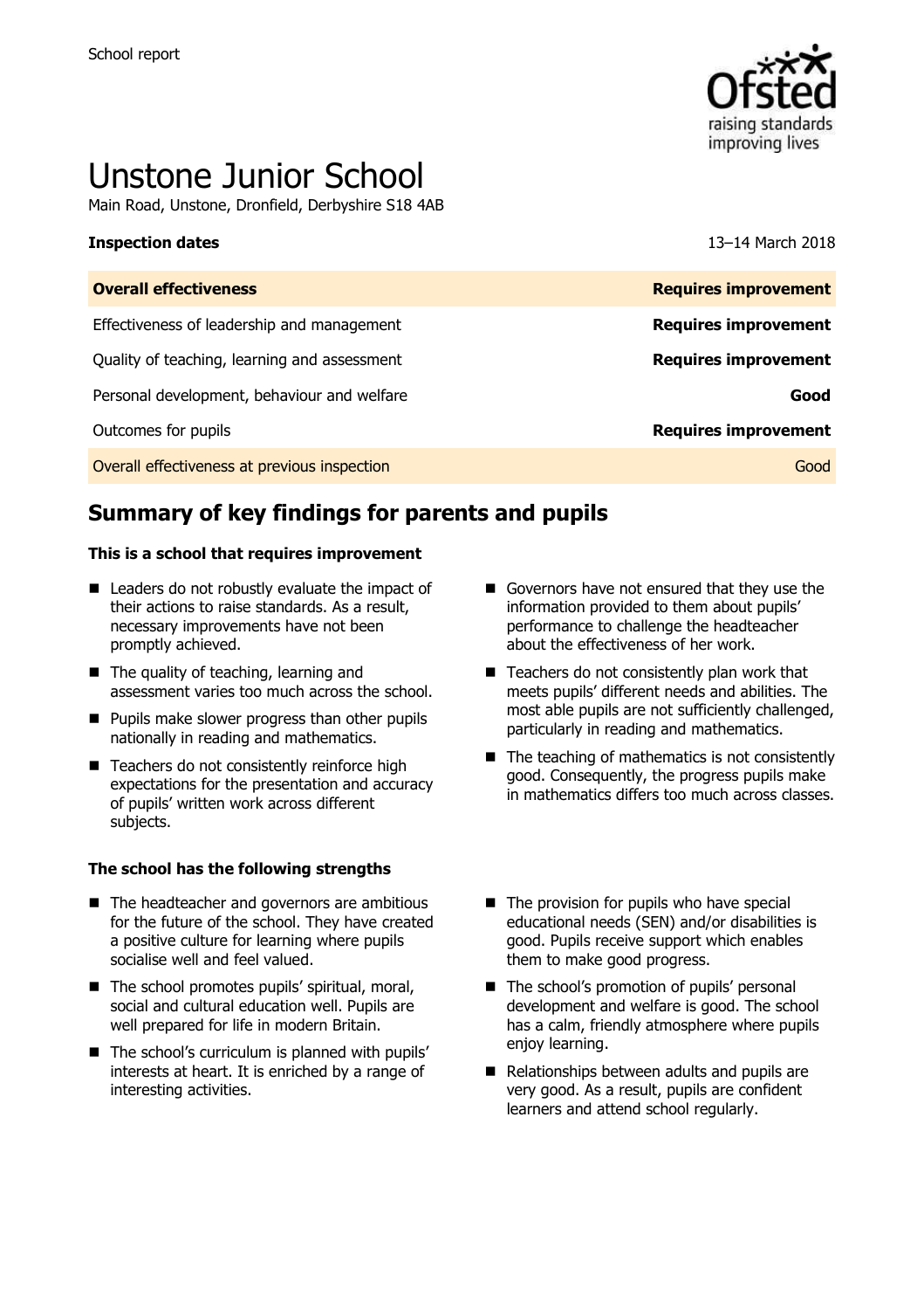School report

# Unstone Junior School

Main Road, Unstone, Dronfield, Derbyshire S18 4AB

| **Inspection dates** | 13–14 March 2018 |
|---|---|
| **Overall effectiveness** | **Requires improvement** |
| Effectiveness of leadership and management | **Requires improvement** |
| Quality of teaching, learning and assessment | **Requires improvement** |
| Personal development, behaviour and welfare | **Good** |
| Outcomes for pupils | **Requires improvement** |
| Overall effectiveness at previous inspection | Good |

## Summary of key findings for parents and pupils

**This is a school that requires improvement**

- Leaders do not robustly evaluate the impact of their actions to raise standards. As a result, necessary improvements have not been promptly achieved.
- The quality of teaching, learning and assessment varies too much across the school.
- Pupils make slower progress than other pupils nationally in reading and mathematics.
- Teachers do not consistently reinforce high expectations for the presentation and accuracy of pupils' written work across different subjects.
- Governors have not ensured that they use the information provided to them about pupils' performance to challenge the headteacher about the effectiveness of her work.
- Teachers do not consistently plan work that meets pupils' different needs and abilities. The most able pupils are not sufficiently challenged, particularly in reading and mathematics.
- The teaching of mathematics is not consistently good. Consequently, the progress pupils make in mathematics differs too much across classes.

**The school has the following strengths**

- The headteacher and governors are ambitious for the future of the school. They have created a positive culture for learning where pupils socialise well and feel valued.
- The school promotes pupils' spiritual, moral, social and cultural education well. Pupils are well prepared for life in modern Britain.
- The school's curriculum is planned with pupils' interests at heart. It is enriched by a range of interesting activities.
- The provision for pupils who have special educational needs (SEN) and/or disabilities is good. Pupils receive support which enables them to make good progress.
- The school's promotion of pupils' personal development and welfare is good. The school has a calm, friendly atmosphere where pupils enjoy learning.
- Relationships between adults and pupils are very good. As a result, pupils are confident learners and attend school regularly.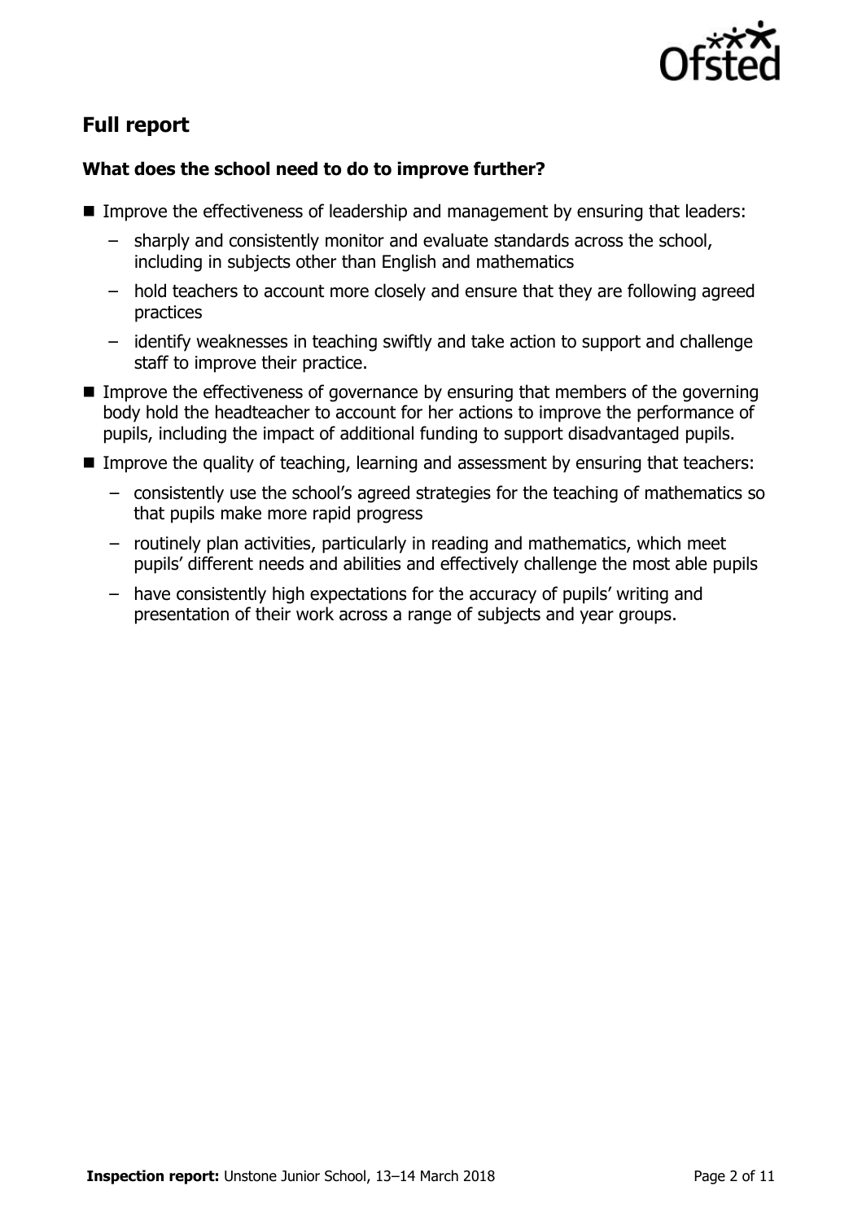## Full report

### What does the school need to do to improve further?

- Improve the effectiveness of leadership and management by ensuring that leaders:
  - sharply and consistently monitor and evaluate standards across the school, including in subjects other than English and mathematics
  - hold teachers to account more closely and ensure that they are following agreed practices
  - identify weaknesses in teaching swiftly and take action to support and challenge staff to improve their practice.
- Improve the effectiveness of governance by ensuring that members of the governing body hold the headteacher to account for her actions to improve the performance of pupils, including the impact of additional funding to support disadvantaged pupils.
- Improve the quality of teaching, learning and assessment by ensuring that teachers:
  - consistently use the school's agreed strategies for the teaching of mathematics so that pupils make more rapid progress
  - routinely plan activities, particularly in reading and mathematics, which meet pupils' different needs and abilities and effectively challenge the most able pupils
  - have consistently high expectations for the accuracy of pupils' writing and presentation of their work across a range of subjects and year groups.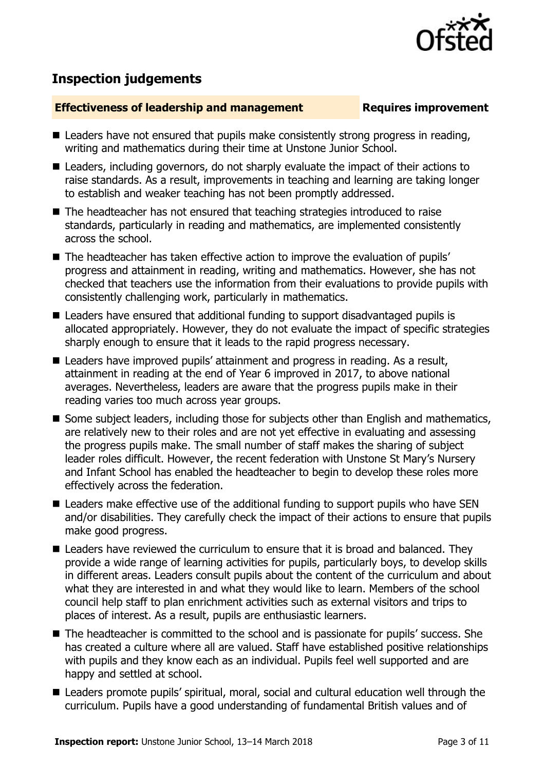## Inspection judgements

**Effectiveness of leadership and management** **Requires improvement**

- Leaders have not ensured that pupils make consistently strong progress in reading, writing and mathematics during their time at Unstone Junior School.
- Leaders, including governors, do not sharply evaluate the impact of their actions to raise standards. As a result, improvements in teaching and learning are taking longer to establish and weaker teaching has not been promptly addressed.
- The headteacher has not ensured that teaching strategies introduced to raise standards, particularly in reading and mathematics, are implemented consistently across the school.
- The headteacher has taken effective action to improve the evaluation of pupils' progress and attainment in reading, writing and mathematics. However, she has not checked that teachers use the information from their evaluations to provide pupils with consistently challenging work, particularly in mathematics.
- Leaders have ensured that additional funding to support disadvantaged pupils is allocated appropriately. However, they do not evaluate the impact of specific strategies sharply enough to ensure that it leads to the rapid progress necessary.
- Leaders have improved pupils' attainment and progress in reading. As a result, attainment in reading at the end of Year 6 improved in 2017, to above national averages. Nevertheless, leaders are aware that the progress pupils make in their reading varies too much across year groups.
- Some subject leaders, including those for subjects other than English and mathematics, are relatively new to their roles and are not yet effective in evaluating and assessing the progress pupils make. The small number of staff makes the sharing of subject leader roles difficult. However, the recent federation with Unstone St Mary's Nursery and Infant School has enabled the headteacher to begin to develop these roles more effectively across the federation.
- Leaders make effective use of the additional funding to support pupils who have SEN and/or disabilities. They carefully check the impact of their actions to ensure that pupils make good progress.
- Leaders have reviewed the curriculum to ensure that it is broad and balanced. They provide a wide range of learning activities for pupils, particularly boys, to develop skills in different areas. Leaders consult pupils about the content of the curriculum and about what they are interested in and what they would like to learn. Members of the school council help staff to plan enrichment activities such as external visitors and trips to places of interest. As a result, pupils are enthusiastic learners.
- The headteacher is committed to the school and is passionate for pupils' success. She has created a culture where all are valued. Staff have established positive relationships with pupils and they know each as an individual. Pupils feel well supported and are happy and settled at school.
- Leaders promote pupils' spiritual, moral, social and cultural education well through the curriculum. Pupils have a good understanding of fundamental British values and of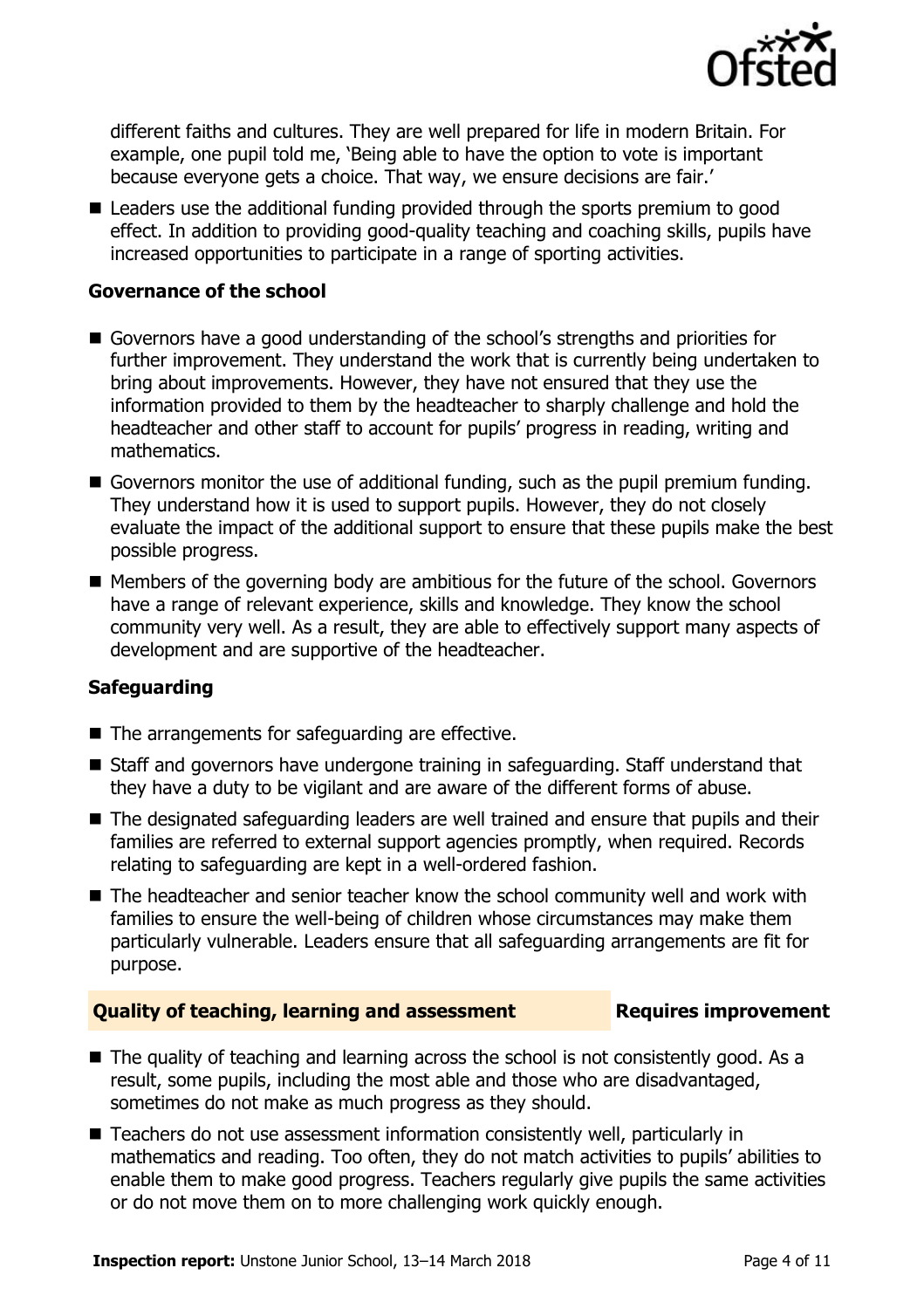different faiths and cultures. They are well prepared for life in modern Britain. For example, one pupil told me, 'Being able to have the option to vote is important because everyone gets a choice. That way, we ensure decisions are fair.'

- Leaders use the additional funding provided through the sports premium to good effect. In addition to providing good-quality teaching and coaching skills, pupils have increased opportunities to participate in a range of sporting activities.

### Governance of the school

- Governors have a good understanding of the school's strengths and priorities for further improvement. They understand the work that is currently being undertaken to bring about improvements. However, they have not ensured that they use the information provided to them by the headteacher to sharply challenge and hold the headteacher and other staff to account for pupils' progress in reading, writing and mathematics.
- Governors monitor the use of additional funding, such as the pupil premium funding. They understand how it is used to support pupils. However, they do not closely evaluate the impact of the additional support to ensure that these pupils make the best possible progress.
- Members of the governing body are ambitious for the future of the school. Governors have a range of relevant experience, skills and knowledge. They know the school community very well. As a result, they are able to effectively support many aspects of development and are supportive of the headteacher.

### Safeguarding

- The arrangements for safeguarding are effective.
- Staff and governors have undergone training in safeguarding. Staff understand that they have a duty to be vigilant and are aware of the different forms of abuse.
- The designated safeguarding leaders are well trained and ensure that pupils and their families are referred to external support agencies promptly, when required. Records relating to safeguarding are kept in a well-ordered fashion.
- The headteacher and senior teacher know the school community well and work with families to ensure the well-being of children whose circumstances may make them particularly vulnerable. Leaders ensure that all safeguarding arrangements are fit for purpose.

## Quality of teaching, learning and assessment — Requires improvement

- The quality of teaching and learning across the school is not consistently good. As a result, some pupils, including the most able and those who are disadvantaged, sometimes do not make as much progress as they should.
- Teachers do not use assessment information consistently well, particularly in mathematics and reading. Too often, they do not match activities to pupils' abilities to enable them to make good progress. Teachers regularly give pupils the same activities or do not move them on to more challenging work quickly enough.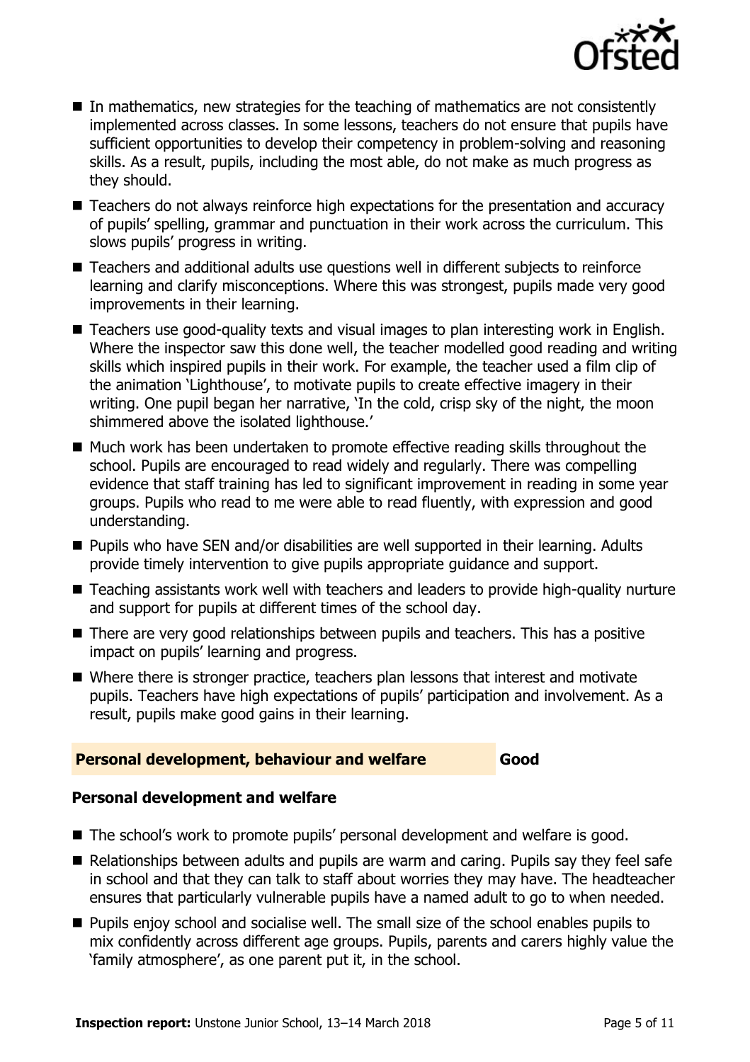- In mathematics, new strategies for the teaching of mathematics are not consistently implemented across classes. In some lessons, teachers do not ensure that pupils have sufficient opportunities to develop their competency in problem-solving and reasoning skills. As a result, pupils, including the most able, do not make as much progress as they should.
- Teachers do not always reinforce high expectations for the presentation and accuracy of pupils' spelling, grammar and punctuation in their work across the curriculum. This slows pupils' progress in writing.
- Teachers and additional adults use questions well in different subjects to reinforce learning and clarify misconceptions. Where this was strongest, pupils made very good improvements in their learning.
- Teachers use good-quality texts and visual images to plan interesting work in English. Where the inspector saw this done well, the teacher modelled good reading and writing skills which inspired pupils in their work. For example, the teacher used a film clip of the animation 'Lighthouse', to motivate pupils to create effective imagery in their writing. One pupil began her narrative, 'In the cold, crisp sky of the night, the moon shimmered above the isolated lighthouse.'
- Much work has been undertaken to promote effective reading skills throughout the school. Pupils are encouraged to read widely and regularly. There was compelling evidence that staff training has led to significant improvement in reading in some year groups. Pupils who read to me were able to read fluently, with expression and good understanding.
- Pupils who have SEN and/or disabilities are well supported in their learning. Adults provide timely intervention to give pupils appropriate guidance and support.
- Teaching assistants work well with teachers and leaders to provide high-quality nurture and support for pupils at different times of the school day.
- There are very good relationships between pupils and teachers. This has a positive impact on pupils' learning and progress.
- Where there is stronger practice, teachers plan lessons that interest and motivate pupils. Teachers have high expectations of pupils' participation and involvement. As a result, pupils make good gains in their learning.

## Personal development, behaviour and welfare — Good

### Personal development and welfare

- The school's work to promote pupils' personal development and welfare is good.
- Relationships between adults and pupils are warm and caring. Pupils say they feel safe in school and that they can talk to staff about worries they may have. The headteacher ensures that particularly vulnerable pupils have a named adult to go to when needed.
- Pupils enjoy school and socialise well. The small size of the school enables pupils to mix confidently across different age groups. Pupils, parents and carers highly value the 'family atmosphere', as one parent put it, in the school.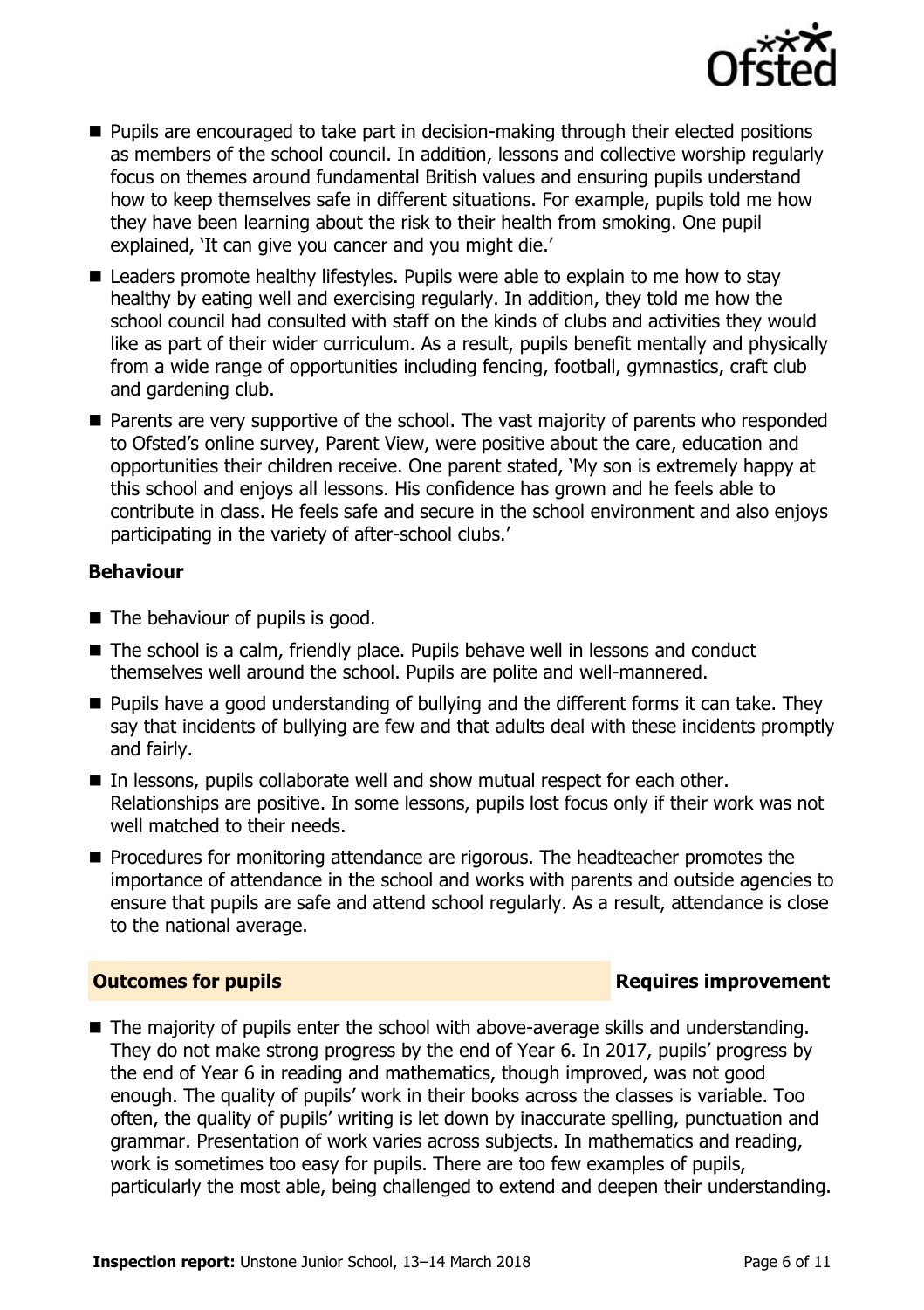- Pupils are encouraged to take part in decision-making through their elected positions as members of the school council. In addition, lessons and collective worship regularly focus on themes around fundamental British values and ensuring pupils understand how to keep themselves safe in different situations. For example, pupils told me how they have been learning about the risk to their health from smoking. One pupil explained, 'It can give you cancer and you might die.'
- Leaders promote healthy lifestyles. Pupils were able to explain to me how to stay healthy by eating well and exercising regularly. In addition, they told me how the school council had consulted with staff on the kinds of clubs and activities they would like as part of their wider curriculum. As a result, pupils benefit mentally and physically from a wide range of opportunities including fencing, football, gymnastics, craft club and gardening club.
- Parents are very supportive of the school. The vast majority of parents who responded to Ofsted's online survey, Parent View, were positive about the care, education and opportunities their children receive. One parent stated, 'My son is extremely happy at this school and enjoys all lessons. His confidence has grown and he feels able to contribute in class. He feels safe and secure in the school environment and also enjoys participating in the variety of after-school clubs.'

**Behaviour**

- The behaviour of pupils is good.
- The school is a calm, friendly place. Pupils behave well in lessons and conduct themselves well around the school. Pupils are polite and well-mannered.
- Pupils have a good understanding of bullying and the different forms it can take. They say that incidents of bullying are few and that adults deal with these incidents promptly and fairly.
- In lessons, pupils collaborate well and show mutual respect for each other. Relationships are positive. In some lessons, pupils lost focus only if their work was not well matched to their needs.
- Procedures for monitoring attendance are rigorous. The headteacher promotes the importance of attendance in the school and works with parents and outside agencies to ensure that pupils are safe and attend school regularly. As a result, attendance is close to the national average.

**Outcomes for pupils** **Requires improvement**

- The majority of pupils enter the school with above-average skills and understanding. They do not make strong progress by the end of Year 6. In 2017, pupils' progress by the end of Year 6 in reading and mathematics, though improved, was not good enough. The quality of pupils' work in their books across the classes is variable. Too often, the quality of pupils' writing is let down by inaccurate spelling, punctuation and grammar. Presentation of work varies across subjects. In mathematics and reading, work is sometimes too easy for pupils. There are too few examples of pupils, particularly the most able, being challenged to extend and deepen their understanding.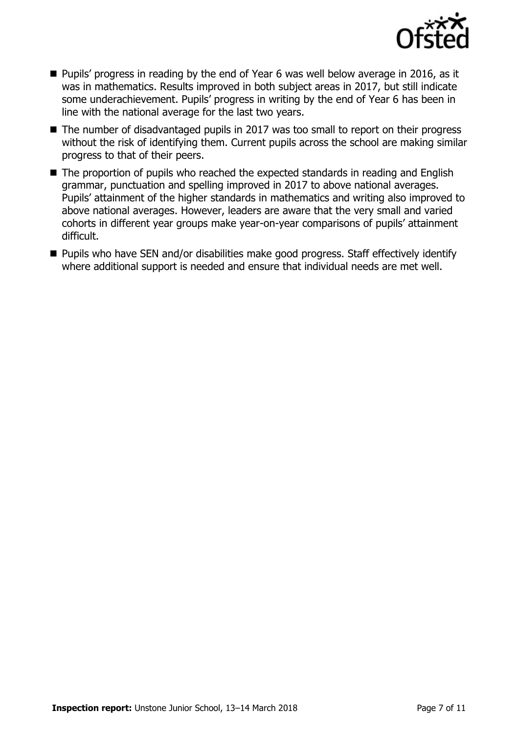- Pupils' progress in reading by the end of Year 6 was well below average in 2016, as it was in mathematics. Results improved in both subject areas in 2017, but still indicate some underachievement. Pupils' progress in writing by the end of Year 6 has been in line with the national average for the last two years.
- The number of disadvantaged pupils in 2017 was too small to report on their progress without the risk of identifying them. Current pupils across the school are making similar progress to that of their peers.
- The proportion of pupils who reached the expected standards in reading and English grammar, punctuation and spelling improved in 2017 to above national averages. Pupils' attainment of the higher standards in mathematics and writing also improved to above national averages. However, leaders are aware that the very small and varied cohorts in different year groups make year-on-year comparisons of pupils' attainment difficult.
- Pupils who have SEN and/or disabilities make good progress. Staff effectively identify where additional support is needed and ensure that individual needs are met well.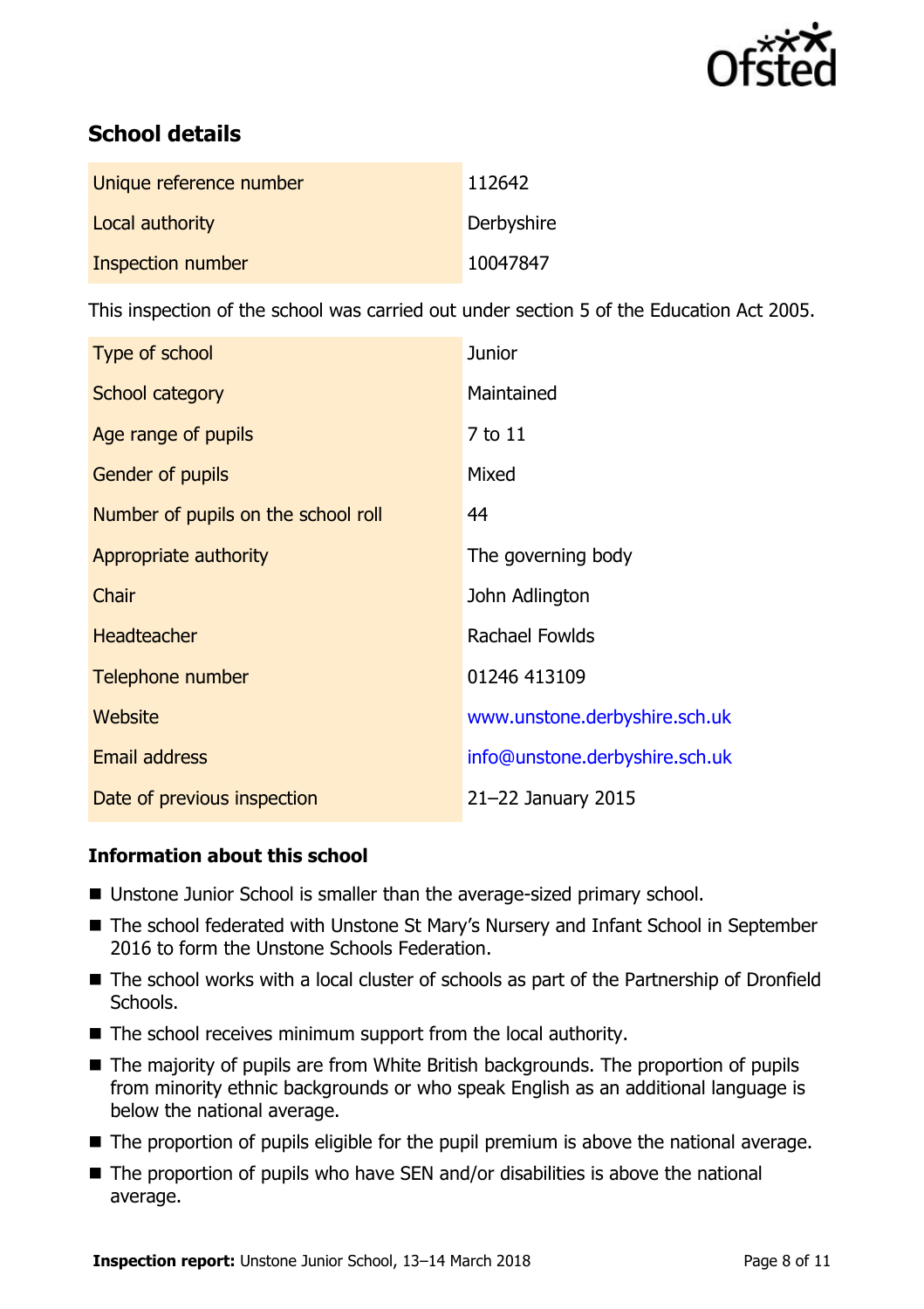## School details

| | |
|---|---|
| Unique reference number | 112642 |
| Local authority | Derbyshire |
| Inspection number | 10047847 |

This inspection of the school was carried out under section 5 of the Education Act 2005.

| | |
|---|---|
| Type of school | Junior |
| School category | Maintained |
| Age range of pupils | 7 to 11 |
| Gender of pupils | Mixed |
| Number of pupils on the school roll | 44 |
| Appropriate authority | The governing body |
| Chair | John Adlington |
| Headteacher | Rachael Fowlds |
| Telephone number | 01246 413109 |
| Website | www.unstone.derbyshire.sch.uk |
| Email address | info@unstone.derbyshire.sch.uk |
| Date of previous inspection | 21–22 January 2015 |

### Information about this school

- Unstone Junior School is smaller than the average-sized primary school.
- The school federated with Unstone St Mary's Nursery and Infant School in September 2016 to form the Unstone Schools Federation.
- The school works with a local cluster of schools as part of the Partnership of Dronfield Schools.
- The school receives minimum support from the local authority.
- The majority of pupils are from White British backgrounds. The proportion of pupils from minority ethnic backgrounds or who speak English as an additional language is below the national average.
- The proportion of pupils eligible for the pupil premium is above the national average.
- The proportion of pupils who have SEN and/or disabilities is above the national average.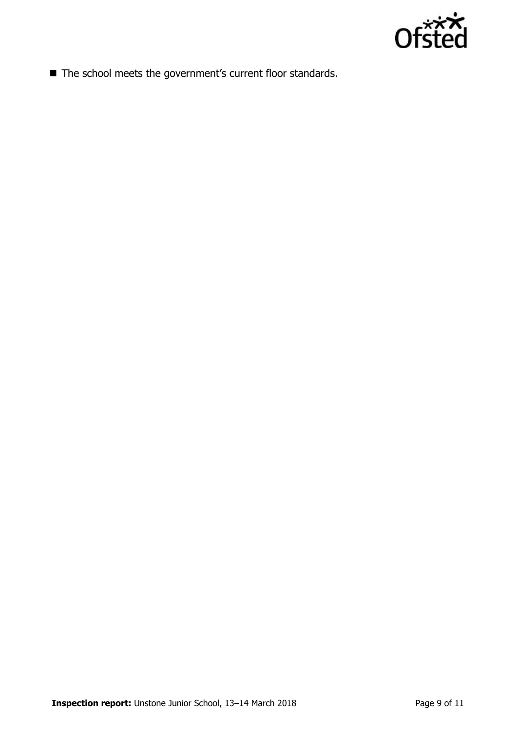- The school meets the government's current floor standards.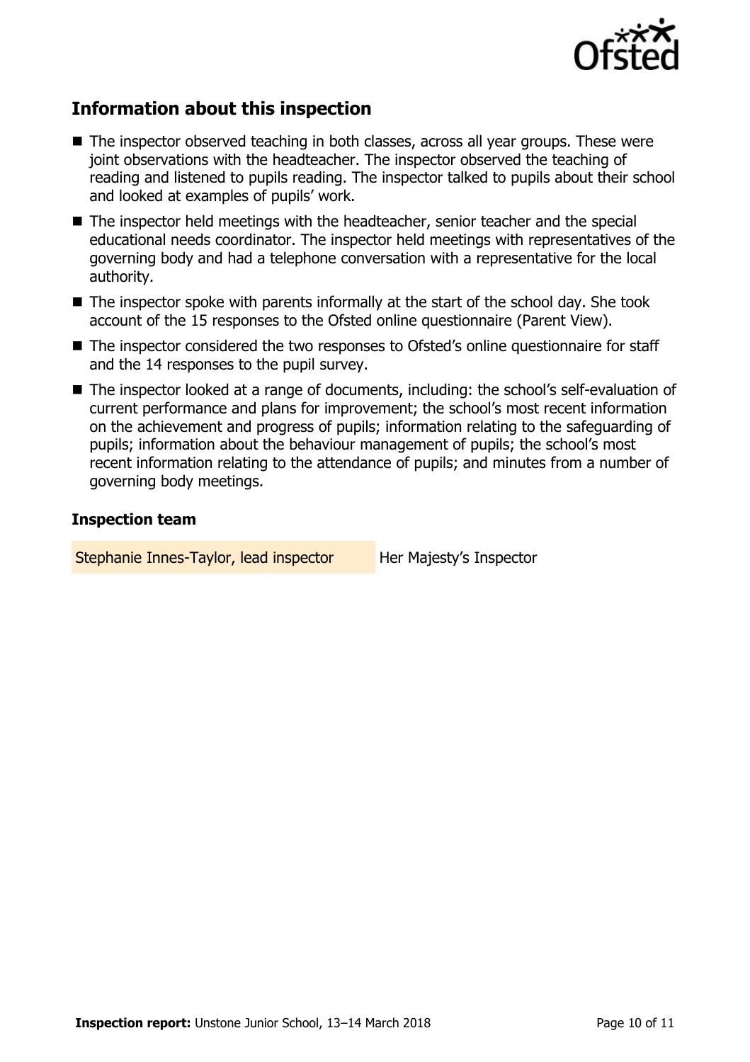## Information about this inspection

- The inspector observed teaching in both classes, across all year groups. These were joint observations with the headteacher. The inspector observed the teaching of reading and listened to pupils reading. The inspector talked to pupils about their school and looked at examples of pupils' work.
- The inspector held meetings with the headteacher, senior teacher and the special educational needs coordinator. The inspector held meetings with representatives of the governing body and had a telephone conversation with a representative for the local authority.
- The inspector spoke with parents informally at the start of the school day. She took account of the 15 responses to the Ofsted online questionnaire (Parent View).
- The inspector considered the two responses to Ofsted's online questionnaire for staff and the 14 responses to the pupil survey.
- The inspector looked at a range of documents, including: the school's self-evaluation of current performance and plans for improvement; the school's most recent information on the achievement and progress of pupils; information relating to the safeguarding of pupils; information about the behaviour management of pupils; the school's most recent information relating to the attendance of pupils; and minutes from a number of governing body meetings.

### Inspection team

| | |
|---|---|
| Stephanie Innes-Taylor, lead inspector | Her Majesty's Inspector |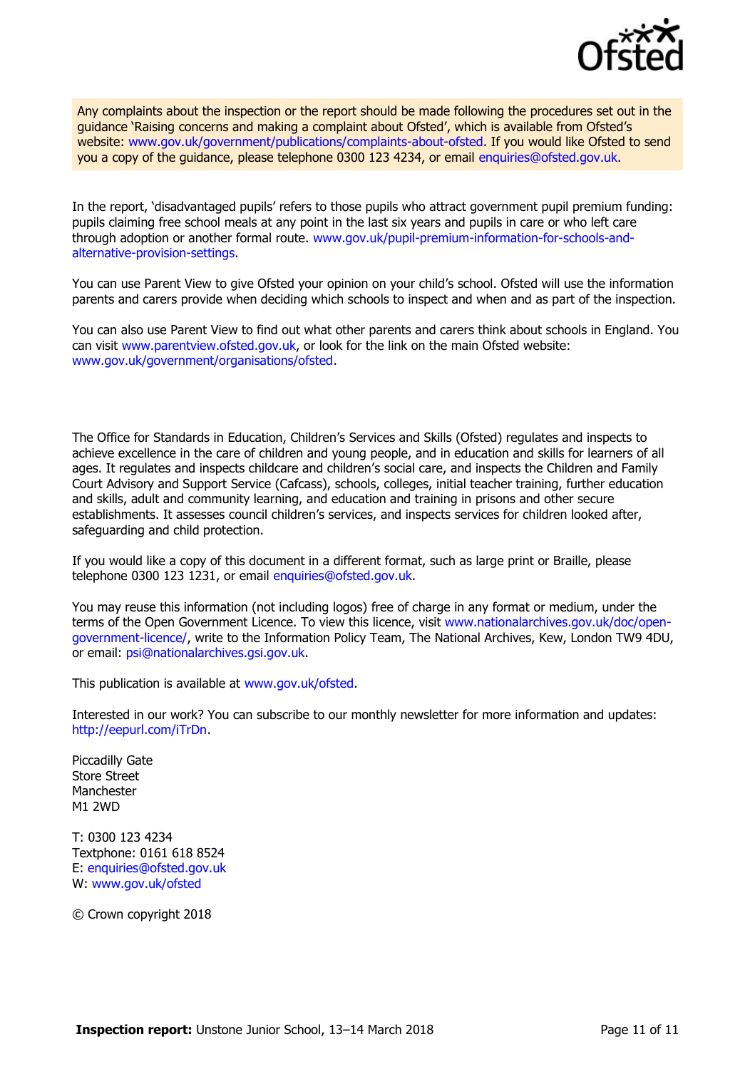Any complaints about the inspection or the report should be made following the procedures set out in the guidance 'Raising concerns and making a complaint about Ofsted', which is available from Ofsted's website: www.gov.uk/government/publications/complaints-about-ofsted. If you would like Ofsted to send you a copy of the guidance, please telephone 0300 123 4234, or email enquiries@ofsted.gov.uk.

In the report, 'disadvantaged pupils' refers to those pupils who attract government pupil premium funding: pupils claiming free school meals at any point in the last six years and pupils in care or who left care through adoption or another formal route. www.gov.uk/pupil-premium-information-for-schools-and-alternative-provision-settings.

You can use Parent View to give Ofsted your opinion on your child's school. Ofsted will use the information parents and carers provide when deciding which schools to inspect and when and as part of the inspection.

You can also use Parent View to find out what other parents and carers think about schools in England. You can visit www.parentview.ofsted.gov.uk, or look for the link on the main Ofsted website: www.gov.uk/government/organisations/ofsted.

The Office for Standards in Education, Children's Services and Skills (Ofsted) regulates and inspects to achieve excellence in the care of children and young people, and in education and skills for learners of all ages. It regulates and inspects childcare and children's social care, and inspects the Children and Family Court Advisory and Support Service (Cafcass), schools, colleges, initial teacher training, further education and skills, adult and community learning, and education and training in prisons and other secure establishments. It assesses council children's services, and inspects services for children looked after, safeguarding and child protection.

If you would like a copy of this document in a different format, such as large print or Braille, please telephone 0300 123 1231, or email enquiries@ofsted.gov.uk.

You may reuse this information (not including logos) free of charge in any format or medium, under the terms of the Open Government Licence. To view this licence, visit www.nationalarchives.gov.uk/doc/open-government-licence/, write to the Information Policy Team, The National Archives, Kew, London TW9 4DU, or email: psi@nationalarchives.gsi.gov.uk.

This publication is available at www.gov.uk/ofsted.

Interested in our work? You can subscribe to our monthly newsletter for more information and updates: http://eepurl.com/iTrDn.

Piccadilly Gate
Store Street
Manchester
M1 2WD

T: 0300 123 4234
Textphone: 0161 618 8524
E: enquiries@ofsted.gov.uk
W: www.gov.uk/ofsted

© Crown copyright 2018